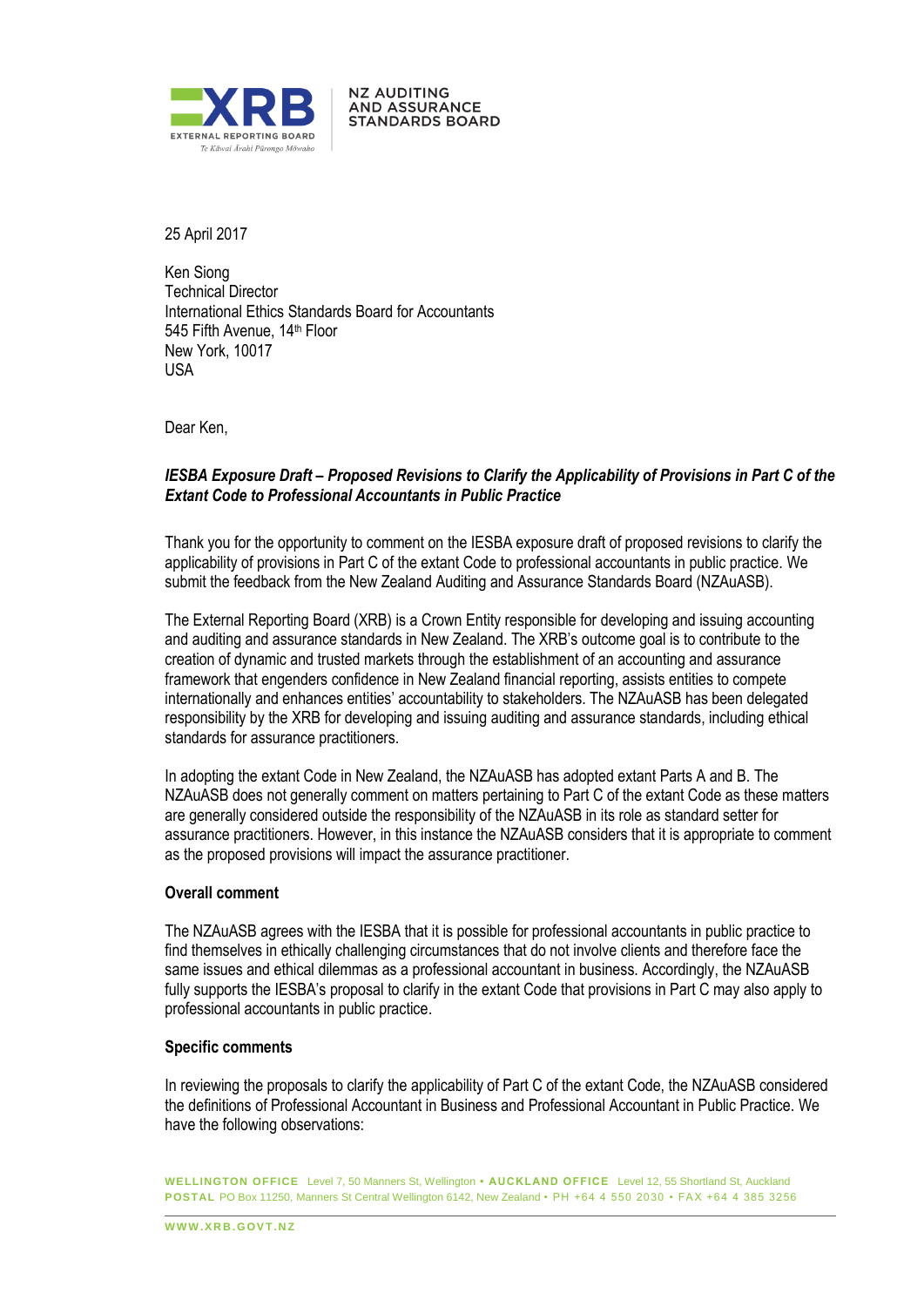NZ AUDITING AND ASSURANCE STANDARDS BOARD

25 April 2017

Ken Siong
Technical Director
International Ethics Standards Board for Accountants
545 Fifth Avenue, 14th Floor
New York, 10017
USA

Dear Ken,

***IESBA Exposure Draft – Proposed Revisions to Clarify the Applicability of Provisions in Part C of the Extant Code to Professional Accountants in Public Practice***

Thank you for the opportunity to comment on the IESBA exposure draft of proposed revisions to clarify the applicability of provisions in Part C of the extant Code to professional accountants in public practice. We submit the feedback from the New Zealand Auditing and Assurance Standards Board (NZAuASB).

The External Reporting Board (XRB) is a Crown Entity responsible for developing and issuing accounting and auditing and assurance standards in New Zealand. The XRB's outcome goal is to contribute to the creation of dynamic and trusted markets through the establishment of an accounting and assurance framework that engenders confidence in New Zealand financial reporting, assists entities to compete internationally and enhances entities' accountability to stakeholders. The NZAuASB has been delegated responsibility by the XRB for developing and issuing auditing and assurance standards, including ethical standards for assurance practitioners.

In adopting the extant Code in New Zealand, the NZAuASB has adopted extant Parts A and B. The NZAuASB does not generally comment on matters pertaining to Part C of the extant Code as these matters are generally considered outside the responsibility of the NZAuASB in its role as standard setter for assurance practitioners. However, in this instance the NZAuASB considers that it is appropriate to comment as the proposed provisions will impact the assurance practitioner.

**Overall comment**

The NZAuASB agrees with the IESBA that it is possible for professional accountants in public practice to find themselves in ethically challenging circumstances that do not involve clients and therefore face the same issues and ethical dilemmas as a professional accountant in business. Accordingly, the NZAuASB fully supports the IESBA's proposal to clarify in the extant Code that provisions in Part C may also apply to professional accountants in public practice.

**Specific comments**

In reviewing the proposals to clarify the applicability of Part C of the extant Code, the NZAuASB considered the definitions of Professional Accountant in Business and Professional Accountant in Public Practice. We have the following observations: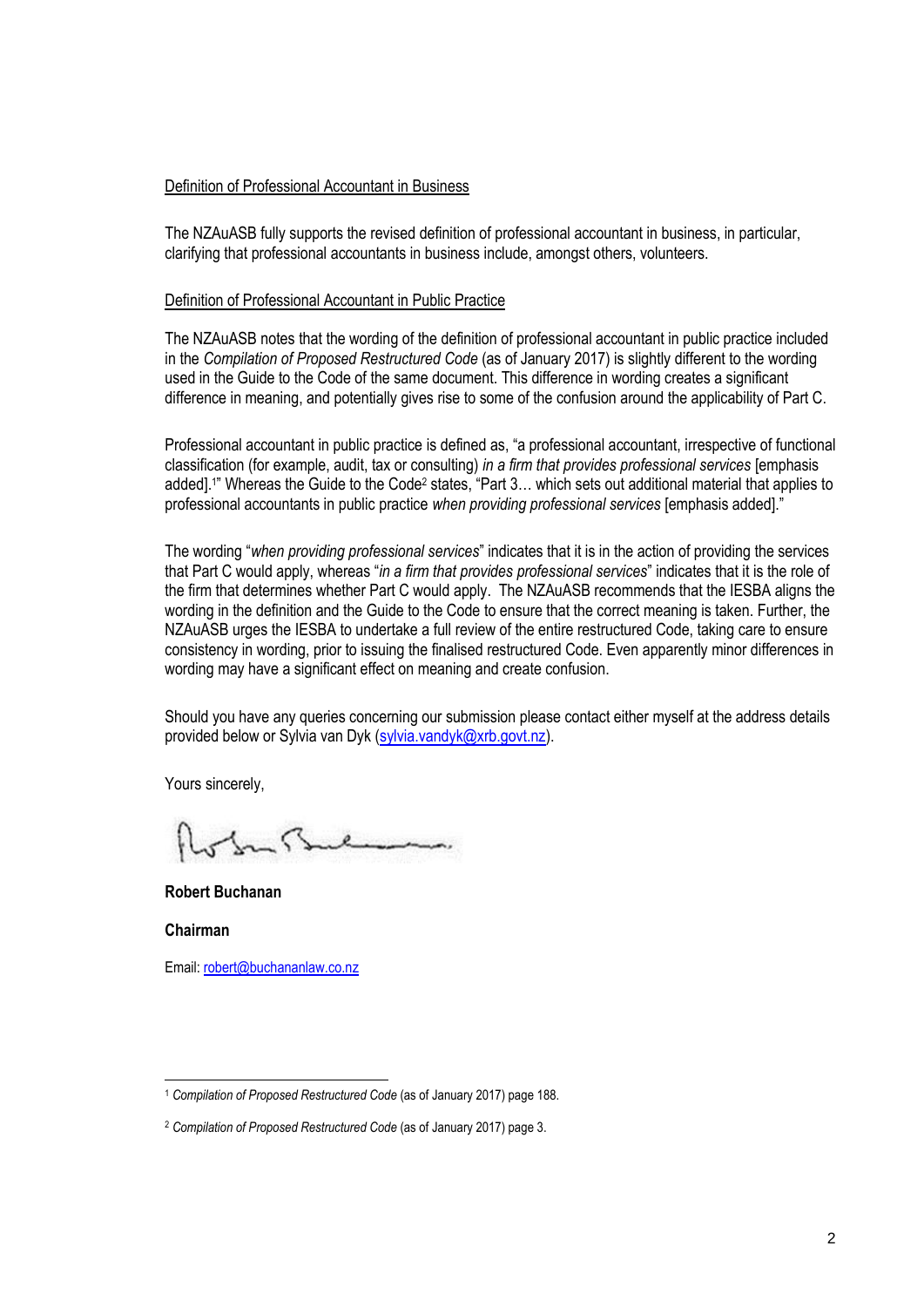<u>Definition of Professional Accountant in Business</u>

The NZAuASB fully supports the revised definition of professional accountant in business, in particular, clarifying that professional accountants in business include, amongst others, volunteers.

<u>Definition of Professional Accountant in Public Practice</u>

The NZAuASB notes that the wording of the definition of professional accountant in public practice included in the *Compilation of Proposed Restructured Code* (as of January 2017) is slightly different to the wording used in the Guide to the Code of the same document. This difference in wording creates a significant difference in meaning, and potentially gives rise to some of the confusion around the applicability of Part C.

Professional accountant in public practice is defined as, "a professional accountant, irrespective of functional classification (for example, audit, tax or consulting) *in a firm that provides professional services* [emphasis added].[1]" Whereas the Guide to the Code[2] states, "Part 3… which sets out additional material that applies to professional accountants in public practice *when providing professional services* [emphasis added]."

The wording "*when providing professional services*" indicates that it is in the action of providing the services that Part C would apply, whereas "*in a firm that provides professional services*" indicates that it is the role of the firm that determines whether Part C would apply. The NZAuASB recommends that the IESBA aligns the wording in the definition and the Guide to the Code to ensure that the correct meaning is taken. Further, the NZAuASB urges the IESBA to undertake a full review of the entire restructured Code, taking care to ensure consistency in wording, prior to issuing the finalised restructured Code. Even apparently minor differences in wording may have a significant effect on meaning and create confusion.

Should you have any queries concerning our submission please contact either myself at the address details provided below or Sylvia van Dyk (sylvia.vandyk@xrb.govt.nz).

Yours sincerely,

**Robert Buchanan**

**Chairman**

Email: robert@buchananlaw.co.nz

---

[1] *Compilation of Proposed Restructured Code* (as of January 2017) page 188.

[2] *Compilation of Proposed Restructured Code* (as of January 2017) page 3.